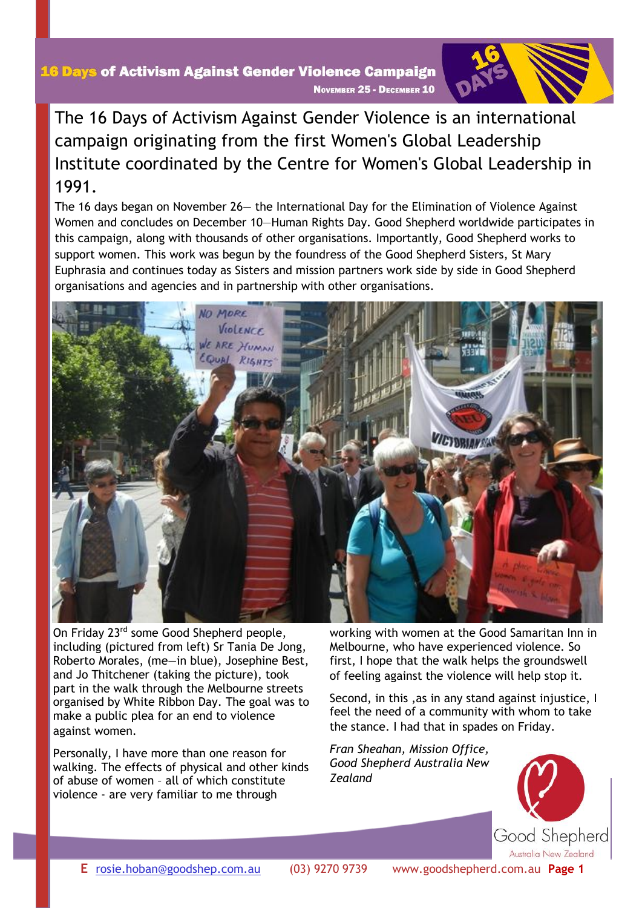# 16 Days of Activism Against Gender Violence Campaign

November 25 - December 10

## The 16 Days of Activism Against Gender Violence is an international campaign originating from the first Women's Global Leadership Institute coordinated by the Centre for Women's Global Leadership in 1991.

The 16 days began on November 26— the International Day for the Elimination of Violence Against Women and concludes on December 10—Human Rights Day. Good Shepherd worldwide participates in this campaign, along with thousands of other organisations. Importantly, Good Shepherd works to support women. This work was begun by the foundress of the Good Shepherd Sisters, St Mary Euphrasia and continues today as Sisters and mission partners work side by side in Good Shepherd organisations and agencies and in partnership with other organisations.

On Friday 23rd some Good Shepherd people, including (pictured from left) Sr Tania De Jong, Roberto Morales, (me—in blue), Josephine Best, and Jo Thitchener (taking the picture), took part in the walk through the Melbourne streets organised by White Ribbon Day. The goal was to make a public plea for an end to violence against women.

Personally, I have more than one reason for walking. The effects of physical and other kinds of abuse of women – all of which constitute violence - are very familiar to me through working with women at the Good Samaritan Inn in Melbourne, who have experienced violence. So first, I hope that the walk helps the groundswell of feeling against the violence will help stop it.

Second, in this ,as in any stand against injustice, I feel the need of a community with whom to take the stance. I had that in spades on Friday.

*Fran Sheahan, Mission Office, Good Shepherd Australia New Zealand*

Good Shepherd Australia New Zealand

E rosie.hoban@goodshep.com.au (03) 9270 9739 www.goodshepherd.com.au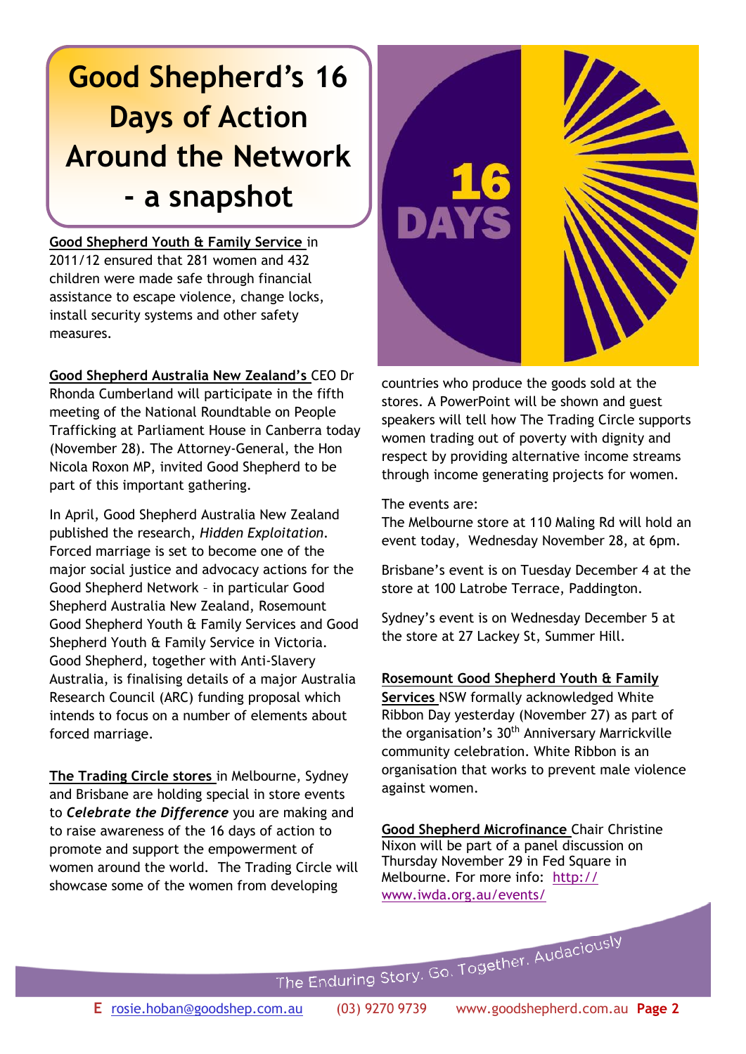# Good Shepherd's 16 Days of Action Around the Network - a snapshot

**Good Shepherd Youth & Family Service** in 2011/12 ensured that 281 women and 432 children were made safe through financial assistance to escape violence, change locks, install security systems and other safety measures.

**Good Shepherd Australia New Zealand's** CEO Dr Rhonda Cumberland will participate in the fifth meeting of the National Roundtable on People Trafficking at Parliament House in Canberra today (November 28). The Attorney-General, the Hon Nicola Roxon MP, invited Good Shepherd to be part of this important gathering.

In April, Good Shepherd Australia New Zealand published the research, *Hidden Exploitation*. Forced marriage is set to become one of the major social justice and advocacy actions for the Good Shepherd Network – in particular Good Shepherd Australia New Zealand, Rosemount Good Shepherd Youth & Family Services and Good Shepherd Youth & Family Service in Victoria. Good Shepherd, together with Anti-Slavery Australia, is finalising details of a major Australia Research Council (ARC) funding proposal which intends to focus on a number of elements about forced marriage.

**The Trading Circle stores** in Melbourne, Sydney and Brisbane are holding special in store events to ***Celebrate the Difference*** you are making and to raise awareness of the 16 days of action to promote and support the empowerment of women around the world. The Trading Circle will showcase some of the women from developing countries who produce the goods sold at the stores. A PowerPoint will be shown and guest speakers will tell how The Trading Circle supports women trading out of poverty with dignity and respect by providing alternative income streams through income generating projects for women.

The events are:
The Melbourne store at 110 Maling Rd will hold an event today, Wednesday November 28, at 6pm.

Brisbane's event is on Tuesday December 4 at the store at 100 Latrobe Terrace, Paddington.

Sydney's event is on Wednesday December 5 at the store at 27 Lackey St, Summer Hill.

**Rosemount Good Shepherd Youth & Family Services** NSW formally acknowledged White Ribbon Day yesterday (November 27) as part of the organisation's 30th Anniversary Marrickville community celebration. White Ribbon is an organisation that works to prevent male violence against women.

**Good Shepherd Microfinance** Chair Christine Nixon will be part of a panel discussion on Thursday November 29 in Fed Square in Melbourne. For more info: http://www.iwda.org.au/events/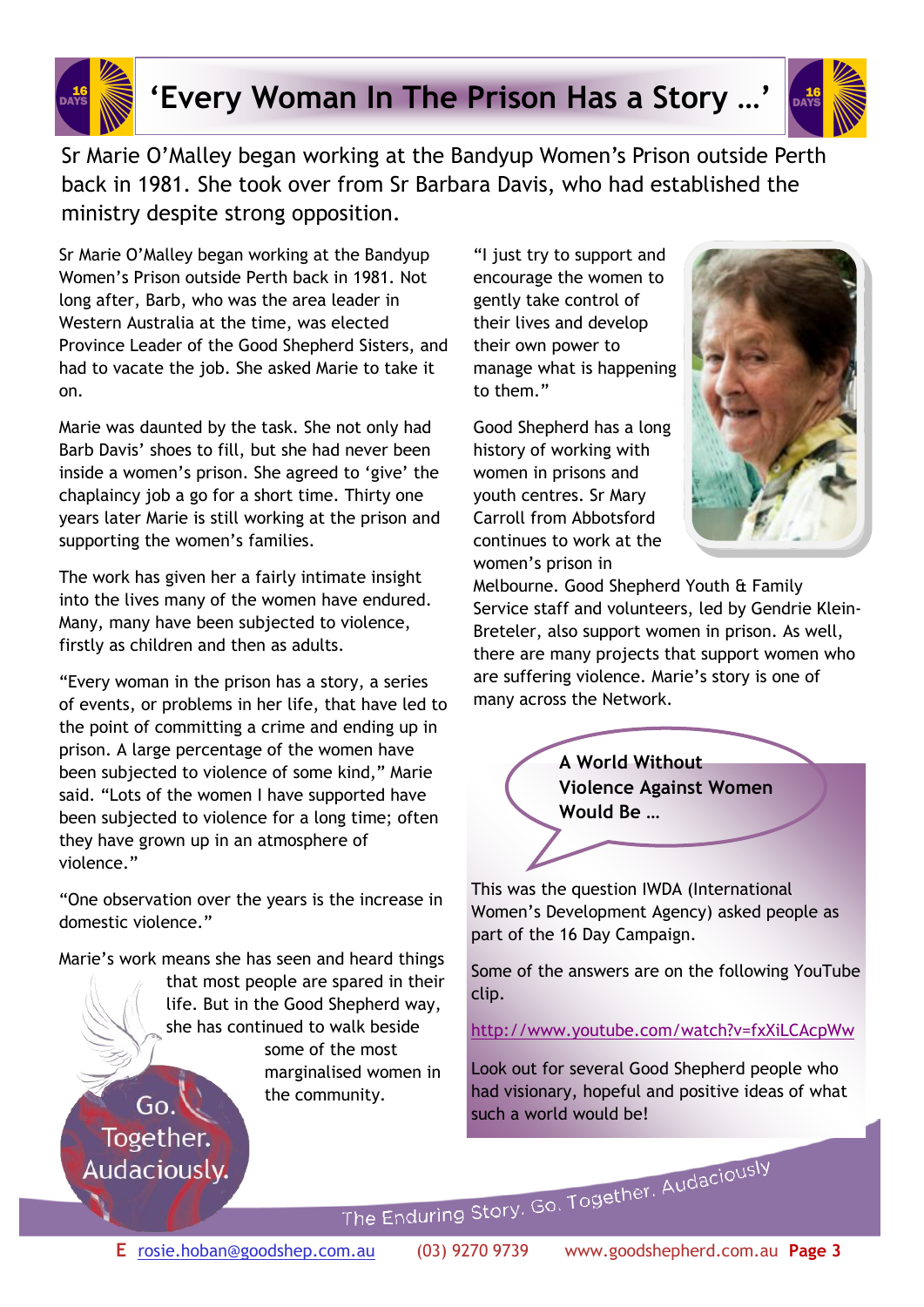# ‘Every Woman In The Prison Has a Story …’

Sr Marie O’Malley began working at the Bandyup Women’s Prison outside Perth back in 1981. She took over from Sr Barbara Davis, who had established the ministry despite strong opposition.

Sr Marie O’Malley began working at the Bandyup Women’s Prison outside Perth back in 1981. Not long after, Barb, who was the area leader in Western Australia at the time, was elected Province Leader of the Good Shepherd Sisters, and had to vacate the job. She asked Marie to take it on.

Marie was daunted by the task. She not only had Barb Davis’ shoes to fill, but she had never been inside a women’s prison. She agreed to ‘give’ the chaplaincy job a go for a short time. Thirty one years later Marie is still working at the prison and supporting the women’s families.

The work has given her a fairly intimate insight into the lives many of the women have endured. Many, many have been subjected to violence, firstly as children and then as adults.

“Every woman in the prison has a story, a series of events, or problems in her life, that have led to the point of committing a crime and ending up in prison. A large percentage of the women have been subjected to violence of some kind,” Marie said. “Lots of the women I have supported have been subjected to violence for a long time; often they have grown up in an atmosphere of violence.”

“One observation over the years is the increase in domestic violence.”

Marie’s work means she has seen and heard things that most people are spared in their life. But in the Good Shepherd way, she has continued to walk beside some of the most marginalised women in the community.

“I just try to support and encourage the women to gently take control of their lives and develop their own power to manage what is happening to them.”

Good Shepherd has a long history of working with women in prisons and youth centres. Sr Mary Carroll from Abbotsford continues to work at the women’s prison in Melbourne. Good Shepherd Youth & Family Service staff and volunteers, led by Gendrie Klein-Breteler, also support women in prison. As well, there are many projects that support women who are suffering violence. Marie’s story is one of many across the Network.

**A World Without Violence Against Women Would Be …**

This was the question IWDA (International Women’s Development Agency) asked people as part of the 16 Day Campaign.

Some of the answers are on the following YouTube clip.

http://www.youtube.com/watch?v=fxXiLCAcpWw

Look out for several Good Shepherd people who had visionary, hopeful and positive ideas of what such a world would be!

Go. Together. Audaciously.

The Enduring Story. Go. Together. Audaciously

**E** rosie.hoban@goodshep.com.au (03) 9270 9739 www.goodshepherd.com.au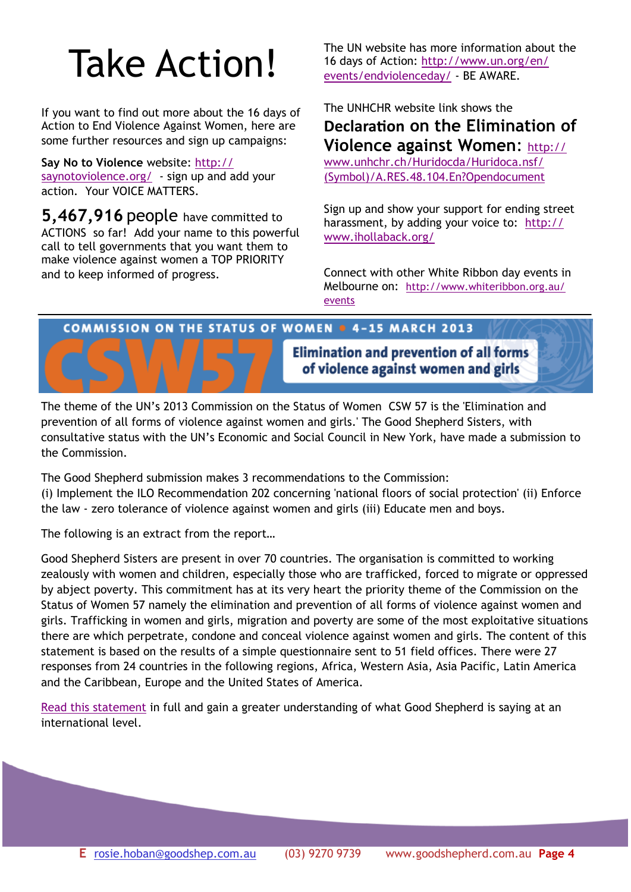# Take Action!

If you want to find out more about the 16 days of Action to End Violence Against Women, here are some further resources and sign up campaigns:

**Say No to Violence** website: http://saynotoviolence.org/ - sign up and add your action. Your VOICE MATTERS.

**5,467,916** people have committed to ACTIONS so far! Add your name to this powerful call to tell governments that you want them to make violence against women a TOP PRIORITY and to keep informed of progress.

The UN website has more information about the 16 days of Action: http://www.un.org/en/events/endviolenceday/ - BE AWARE.

The UNHCHR website link shows the **Declaration on the Elimination of Violence against Women:** http://www.unhchr.ch/Huridocda/Huridoca.nsf/(Symbol)/A.RES.48.104.En?Opendocument

Sign up and show your support for ending street harassment, by adding your voice to: http://www.ihollaback.org/

Connect with other White Ribbon day events in Melbourne on: http://www.whiteribbon.org.au/events

---

**COMMISSION ON THE STATUS OF WOMEN • 4–15 MARCH 2013**

## CSW57

**Elimination and prevention of all forms of violence against women and girls**

The theme of the UN's 2013 Commission on the Status of Women CSW 57 is the 'Elimination and prevention of all forms of violence against women and girls.' The Good Shepherd Sisters, with consultative status with the UN's Economic and Social Council in New York, have made a submission to the Commission.

The Good Shepherd submission makes 3 recommendations to the Commission:
(i) Implement the ILO Recommendation 202 concerning 'national floors of social protection' (ii) Enforce the law - zero tolerance of violence against women and girls (iii) Educate men and boys.

The following is an extract from the report…

Good Shepherd Sisters are present in over 70 countries. The organisation is committed to working zealously with women and children, especially those who are trafficked, forced to migrate or oppressed by abject poverty. This commitment has at its very heart the priority theme of the Commission on the Status of Women 57 namely the elimination and prevention of all forms of violence against women and girls. Trafficking in women and girls, migration and poverty are some of the most exploitative situations there are which perpetrate, condone and conceal violence against women and girls. The content of this statement is based on the results of a simple questionnaire sent to 51 field offices. There were 27 responses from 24 countries in the following regions, Africa, Western Asia, Asia Pacific, Latin America and the Caribbean, Europe and the United States of America.

Read this statement in full and gain a greater understanding of what Good Shepherd is saying at an international level.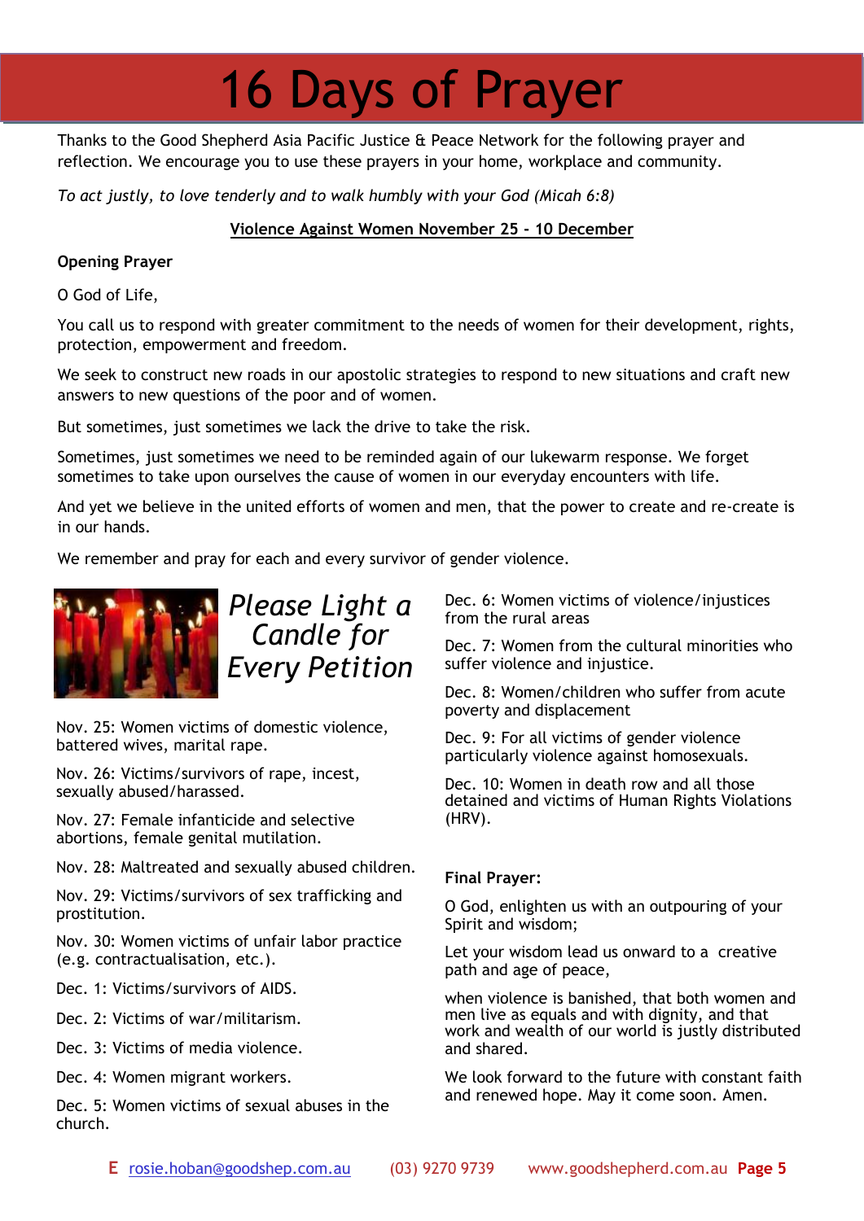# 16 Days of Prayer

Thanks to the Good Shepherd Asia Pacific Justice & Peace Network for the following prayer and reflection. We encourage you to use these prayers in your home, workplace and community.

*To act justly, to love tenderly and to walk humbly with your God (Micah 6:8)*

**Violence Against Women November 25 - 10 December**

**Opening Prayer**

O God of Life,

You call us to respond with greater commitment to the needs of women for their development, rights, protection, empowerment and freedom.

We seek to construct new roads in our apostolic strategies to respond to new situations and craft new answers to new questions of the poor and of women.

But sometimes, just sometimes we lack the drive to take the risk.

Sometimes, just sometimes we need to be reminded again of our lukewarm response. We forget sometimes to take upon ourselves the cause of women in our everyday encounters with life.

And yet we believe in the united efforts of women and men, that the power to create and re-create is in our hands.

We remember and pray for each and every survivor of gender violence.

## *Please Light a Candle for Every Petition*

Nov. 25: Women victims of domestic violence, battered wives, marital rape.

Nov. 26: Victims/survivors of rape, incest, sexually abused/harassed.

Nov. 27: Female infanticide and selective abortions, female genital mutilation.

Nov. 28: Maltreated and sexually abused children.

Nov. 29: Victims/survivors of sex trafficking and prostitution.

Nov. 30: Women victims of unfair labor practice (e.g. contractualisation, etc.).

Dec. 1: Victims/survivors of AIDS.

Dec. 2: Victims of war/militarism.

Dec. 3: Victims of media violence.

Dec. 4: Women migrant workers.

Dec. 5: Women victims of sexual abuses in the church.

Dec. 6: Women victims of violence/injustices from the rural areas

Dec. 7: Women from the cultural minorities who suffer violence and injustice.

Dec. 8: Women/children who suffer from acute poverty and displacement

Dec. 9: For all victims of gender violence particularly violence against homosexuals.

Dec. 10: Women in death row and all those detained and victims of Human Rights Violations (HRV).

**Final Prayer:**

O God, enlighten us with an outpouring of your Spirit and wisdom;

Let your wisdom lead us onward to a creative path and age of peace,

when violence is banished, that both women and men live as equals and with dignity, and that work and wealth of our world is justly distributed and shared.

We look forward to the future with constant faith and renewed hope. May it come soon. Amen.

E rosie.hoban@goodshep.com.au (03) 9270 9739 www.goodshepherd.com.au